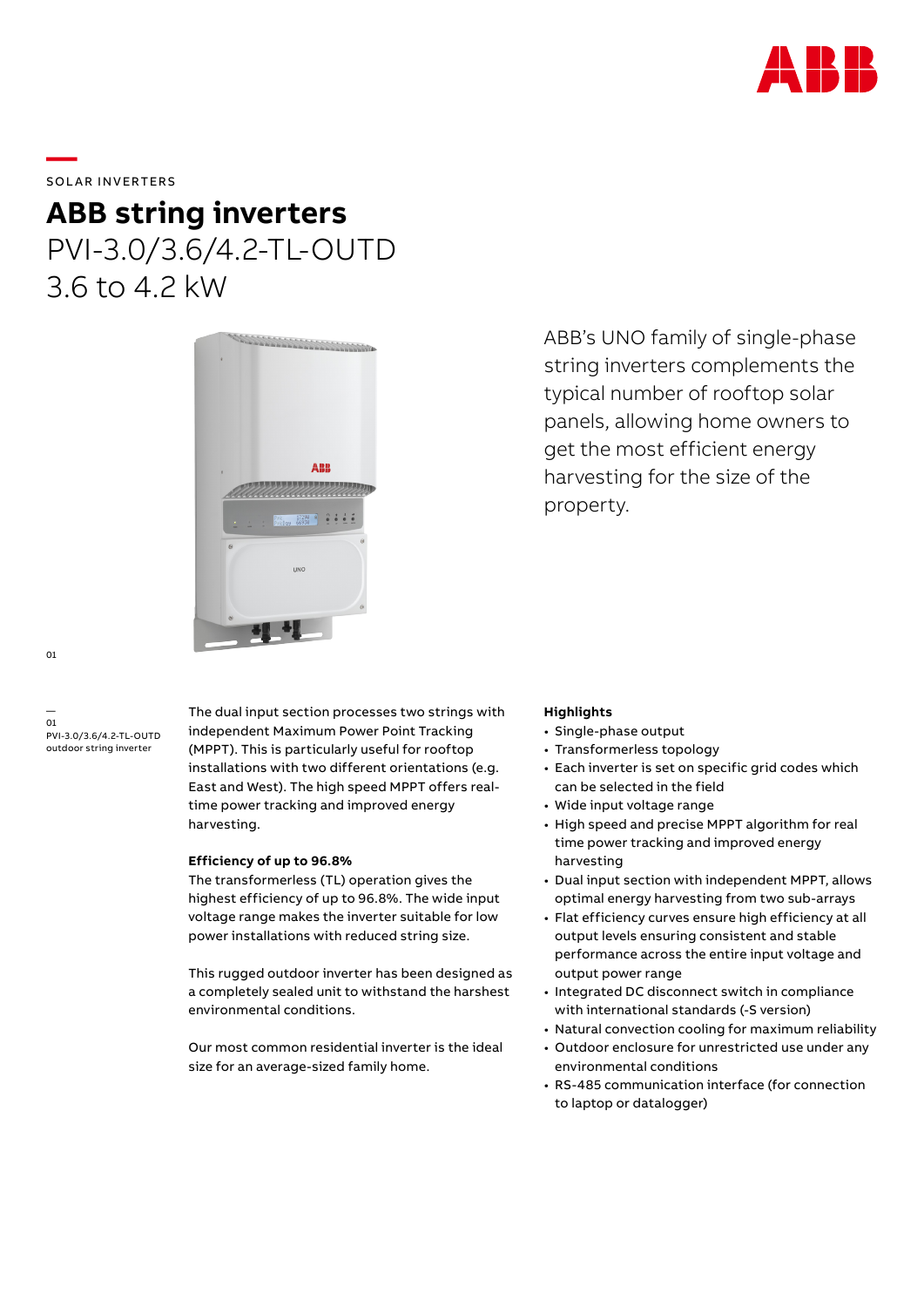SOLAR INVERTERS

# ABB string inverters

## PVI-3.0/3.6/4.2-TL-OUTD
## 3.6 to 4.2 kW

ABB's UNO family of single-phase string inverters complements the typical number of rooftop solar panels, allowing home owners to get the most efficient energy harvesting for the size of the property.

01
PVI-3.0/3.6/4.2-TL-OUTD outdoor string inverter

The dual input section processes two strings with independent Maximum Power Point Tracking (MPPT). This is particularly useful for rooftop installations with two different orientations (e.g. East and West). The high speed MPPT offers real-time power tracking and improved energy harvesting.

**Efficiency of up to 96.8%**

The transformerless (TL) operation gives the highest efficiency of up to 96.8%. The wide input voltage range makes the inverter suitable for low power installations with reduced string size.

This rugged outdoor inverter has been designed as a completely sealed unit to withstand the harshest environmental conditions.

Our most common residential inverter is the ideal size for an average-sized family home.

**Highlights**

- Single-phase output
- Transformerless topology
- Each inverter is set on specific grid codes which can be selected in the field
- Wide input voltage range
- High speed and precise MPPT algorithm for real time power tracking and improved energy harvesting
- Dual input section with independent MPPT, allows optimal energy harvesting from two sub-arrays
- Flat efficiency curves ensure high efficiency at all output levels ensuring consistent and stable performance across the entire input voltage and output power range
- Integrated DC disconnect switch in compliance with international standards (-S version)
- Natural convection cooling for maximum reliability
- Outdoor enclosure for unrestricted use under any environmental conditions
- RS-485 communication interface (for connection to laptop or datalogger)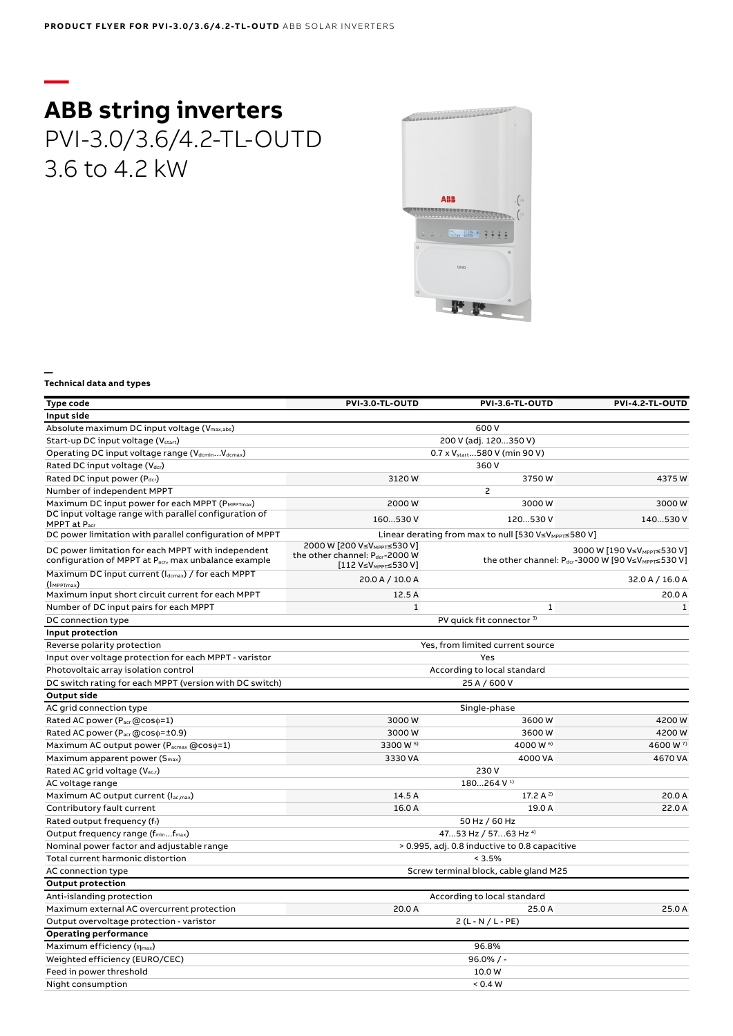# ABB string inverters

PVI-3.0/3.6/4.2-TL-OUTD
3.6 to 4.2 kW

**Technical data and types**

| Type code | PVI-3.0-TL-OUTD | PVI-3.6-TL-OUTD | PVI-4.2-TL-OUTD |
|---|---|---|---|
| **Input side** | | | |
| Absolute maximum DC input voltage ($V_{max,abs}$) | 600 V | | |
| Start-up DC input voltage ($V_{start}$) | 200 V (adj. 120...350 V) | | |
| Operating DC input voltage range ($V_{dcmin}$...$V_{dcmax}$) | 0.7 x $V_{start}$...580 V (min 90 V) | | |
| Rated DC input voltage ($V_{dcr}$) | 360 V | | |
| Rated DC input power ($P_{dcr}$) | 3120 W | 3750 W | 4375 W |
| Number of independent MPPT | 2 | | |
| Maximum DC input power for each MPPT ($P_{MPPTmax}$) | 2000 W | 3000 W | 3000 W |
| DC input voltage range with parallel configuration of MPPT at $P_{acr}$ | 160...530 V | 120...530 V | 140...530 V |
| DC power limitation with parallel configuration of MPPT | Linear derating from max to null [530 V≤$V_{MPPT}$≤580 V] | | |
| DC power limitation for each MPPT with independent configuration of MPPT at $P_{acr}$, max unbalance example | 2000 W [200 V≤$V_{MPPT}$≤530 V] the other channel: $P_{dcr}$-2000 W [112 V≤$V_{MPPT}$≤530 V] | 3000 W [190 V≤$V_{MPPT}$≤530 V] the other channel: $P_{dcr}$-3000 W [90 V≤$V_{MPPT}$≤530 V] | |
| Maximum DC input current ($I_{dcmax}$) / for each MPPT ($I_{MPPTmax}$) | 20.0 A / 10.0 A | | 32.0 A / 16.0 A |
| Maximum input short circuit current for each MPPT | 12.5 A | | 20.0 A |
| Number of DC input pairs for each MPPT | 1 | 1 | 1 |
| DC connection type | PV quick fit connector [3] | | |
| **Input protection** | | | |
| Reverse polarity protection | Yes, from limited current source | | |
| Input over voltage protection for each MPPT - varistor | Yes | | |
| Photovoltaic array isolation control | According to local standard | | |
| DC switch rating for each MPPT (version with DC switch) | 25 A / 600 V | | |
| **Output side** | | | |
| AC grid connection type | Single-phase | | |
| Rated AC power ($P_{acr}$ @cosφ=1) | 3000 W | 3600 W | 4200 W |
| Rated AC power ($P_{acr}$ @cosφ=±0.9) | 3000 W | 3600 W | 4200 W |
| Maximum AC output power ($P_{acmax}$ @cosφ=1) | 3300 W [5] | 4000 W [6] | 4600 W [7] |
| Maximum apparent power ($S_{max}$) | 3330 VA | 4000 VA | 4670 VA |
| Rated AC grid voltage ($V_{ac,r}$) | 230 V | | |
| AC voltage range | 180...264 V [1] | | |
| Maximum AC output current ($I_{ac,max}$) | 14.5 A | 17.2 A [2] | 20.0 A |
| Contributory fault current | 16.0 A | 19.0 A | 22.0 A |
| Rated output frequency ($f_r$) | 50 Hz / 60 Hz | | |
| Output frequency range ($f_{min}$...$f_{max}$) | 47...53 Hz / 57...63 Hz [4] | | |
| Nominal power factor and adjustable range | > 0.995, adj. 0.8 inductive to 0.8 capacitive | | |
| Total current harmonic distortion | < 3.5% | | |
| AC connection type | Screw terminal block, cable gland M25 | | |
| **Output protection** | | | |
| Anti-islanding protection | According to local standard | | |
| Maximum external AC overcurrent protection | 20.0 A | 25.0 A | 25.0 A |
| Output overvoltage protection - varistor | 2 (L - N / L - PE) | | |
| **Operating performance** | | | |
| Maximum efficiency ($\eta_{max}$) | 96.8% | | |
| Weighted efficiency (EURO/CEC) | 96.0% / - | | |
| Feed in power threshold | 10.0 W | | |
| Night consumption | < 0.4 W | | |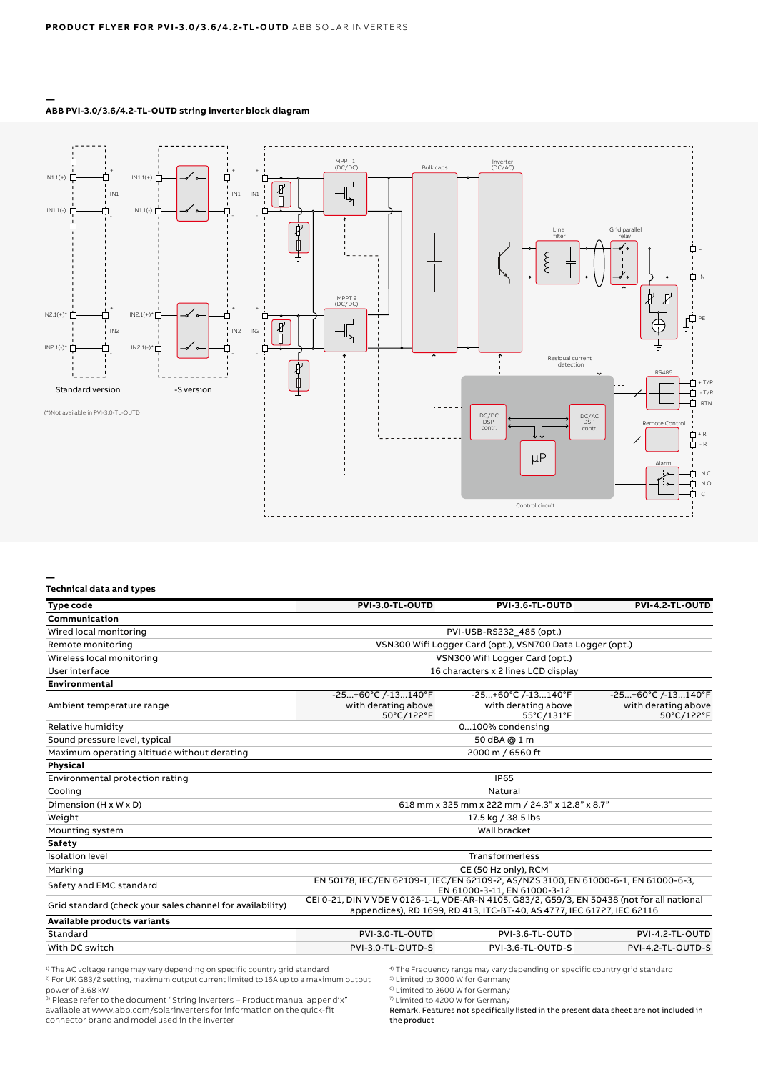## ABB PVI-3.0/3.6/4.2-TL-OUTD string inverter block diagram

(*)Not available in PVI-3.0-TL-OUTD

## Technical data and types

| Type code | PVI-3.0-TL-OUTD | PVI-3.6-TL-OUTD | PVI-4.2-TL-OUTD |
|---|---|---|---|
| **Communication** | | | |
| Wired local monitoring | PVI-USB-RS232_485 (opt.) | | |
| Remote monitoring | VSN300 Wifi Logger Card (opt.), VSN700 Data Logger (opt.) | | |
| Wireless local monitoring | VSN300 Wifi Logger Card (opt.) | | |
| User interface | 16 characters x 2 lines LCD display | | |
| **Environmental** | | | |
| Ambient temperature range | -25...+60°C /-13...140°F with derating above 50°C/122°F | -25...+60°C /-13...140°F with derating above 55°C/131°F | -25...+60°C /-13...140°F with derating above 50°C/122°F |
| Relative humidity | 0...100% condensing | | |
| Sound pressure level, typical | 50 dBA @ 1 m | | |
| Maximum operating altitude without derating | 2000 m / 6560 ft | | |
| **Physical** | | | |
| Environmental protection rating | IP65 | | |
| Cooling | Natural | | |
| Dimension (H x W x D) | 618 mm x 325 mm x 222 mm / 24.3" x 12.8" x 8.7" | | |
| Weight | 17.5 kg / 38.5 lbs | | |
| Mounting system | Wall bracket | | |
| **Safety** | | | |
| Isolation level | Transformerless | | |
| Marking | CE (50 Hz only), RCM | | |
| Safety and EMC standard | EN 50178, IEC/EN 62109-1, IEC/EN 62109-2, AS/NZS 3100, EN 61000-6-1, EN 61000-6-3, EN 61000-3-11, EN 61000-3-12 | | |
| Grid standard (check your sales channel for availability) | CEI 0-21, DIN V VDE V 0126-1-1, VDE-AR-N 4105, G83/2, G59/3, EN 50438 (not for all national appendices), RD 1699, RD 413, ITC-BT-40, AS 4777, IEC 61727, IEC 62116 | | |
| **Available products variants** | | | |
| Standard | PVI-3.0-TL-OUTD | PVI-3.6-TL-OUTD | PVI-4.2-TL-OUTD |
| With DC switch | PVI-3.0-TL-OUTD-S | PVI-3.6-TL-OUTD-S | PVI-4.2-TL-OUTD-S |

[1] The AC voltage range may vary depending on specific country grid standard
[2] For UK G83/2 setting, maximum output current limited to 16A up to a maximum output power of 3.68 kW
[3] Please refer to the document "String inverters – Product manual appendix" available at www.abb.com/solarinverters for information on the quick-fit connector brand and model used in the inverter
[4] The Frequency range may vary depending on specific country grid standard
[5] Limited to 3000 W for Germany
[6] Limited to 3600 W for Germany
[7] Limited to 4200 W for Germany

**Remark. Features not specifically listed in the present data sheet are not included in the product**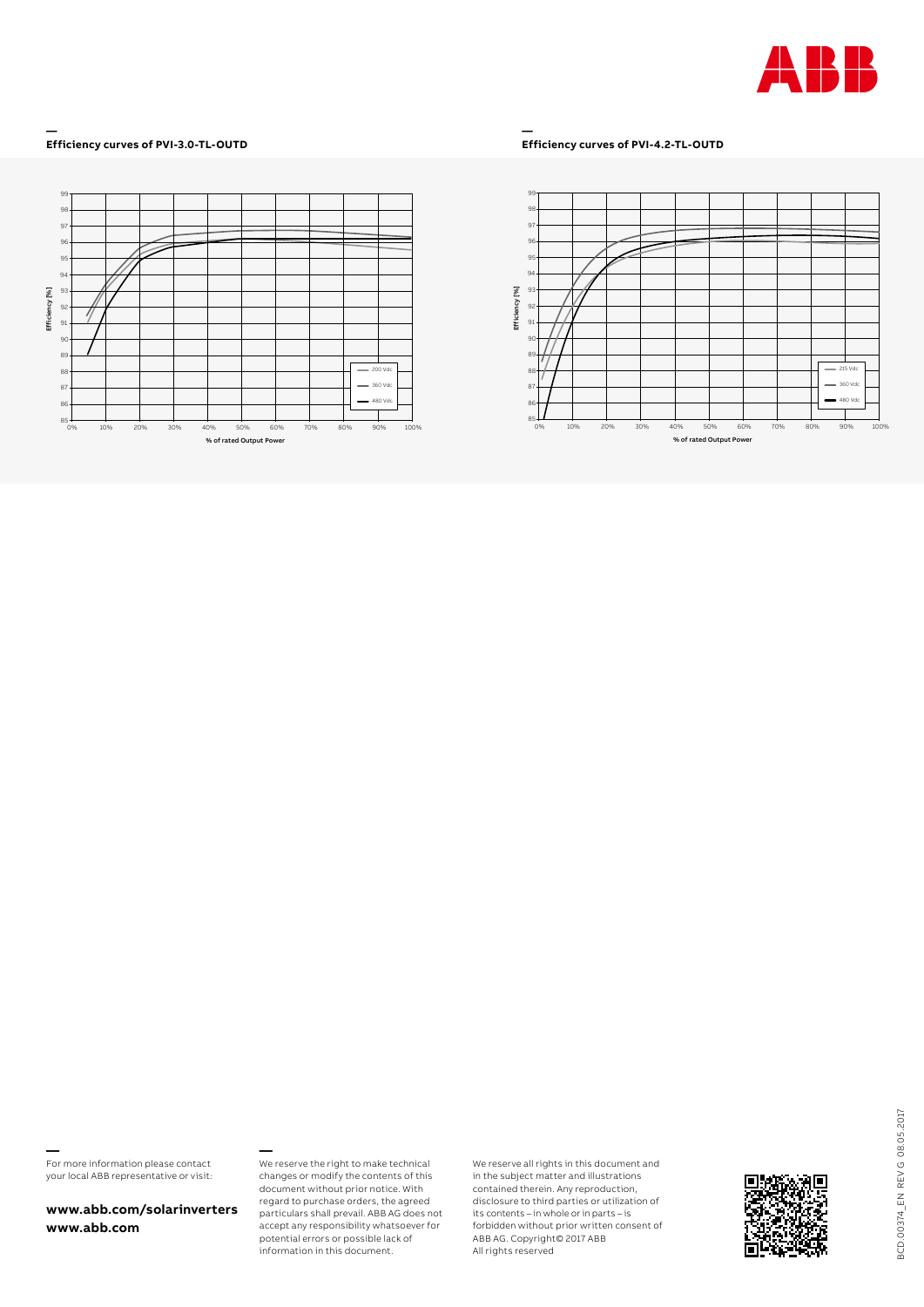## Efficiency curves of PVI-3.0-TL-OUTD

99
98
97
96
95
94
93
92
91
90
89
88
87
86
85

Efficiency [%]

0% 10% 20% 30% 40% 50% 60% 70% 80% 90% 100%

% of rated Output Power

200 Vdc
360 Vdc
480 Vdc

## Efficiency curves of PVI-4.2-TL-OUTD

99
98
97
96
95
94
93
92
91
90
89
88
87
86
85

Efficiency [%]

0% 10% 20% 30% 40% 50% 60% 70% 80% 90% 100%

% of rated Output Power

215 Vdc
360 Vdc
480 Vdc

For more information please contact your local ABB representative or visit:

**www.abb.com/solarinverters**
**www.abb.com**

We reserve the right to make technical changes or modify the contents of this document without prior notice. With regard to purchase orders, the agreed particulars shall prevail. ABB AG does not accept any responsibility whatsoever for potential errors or possible lack of information in this document.

We reserve all rights in this document and in the subject matter and illustrations contained therein. Any reproduction, disclosure to third parties or utilization of its contents – in whole or in parts – is forbidden without prior written consent of ABB AG. Copyright© 2017 ABB
All rights reserved

BCD.00374_EN REV G 08.05.2017